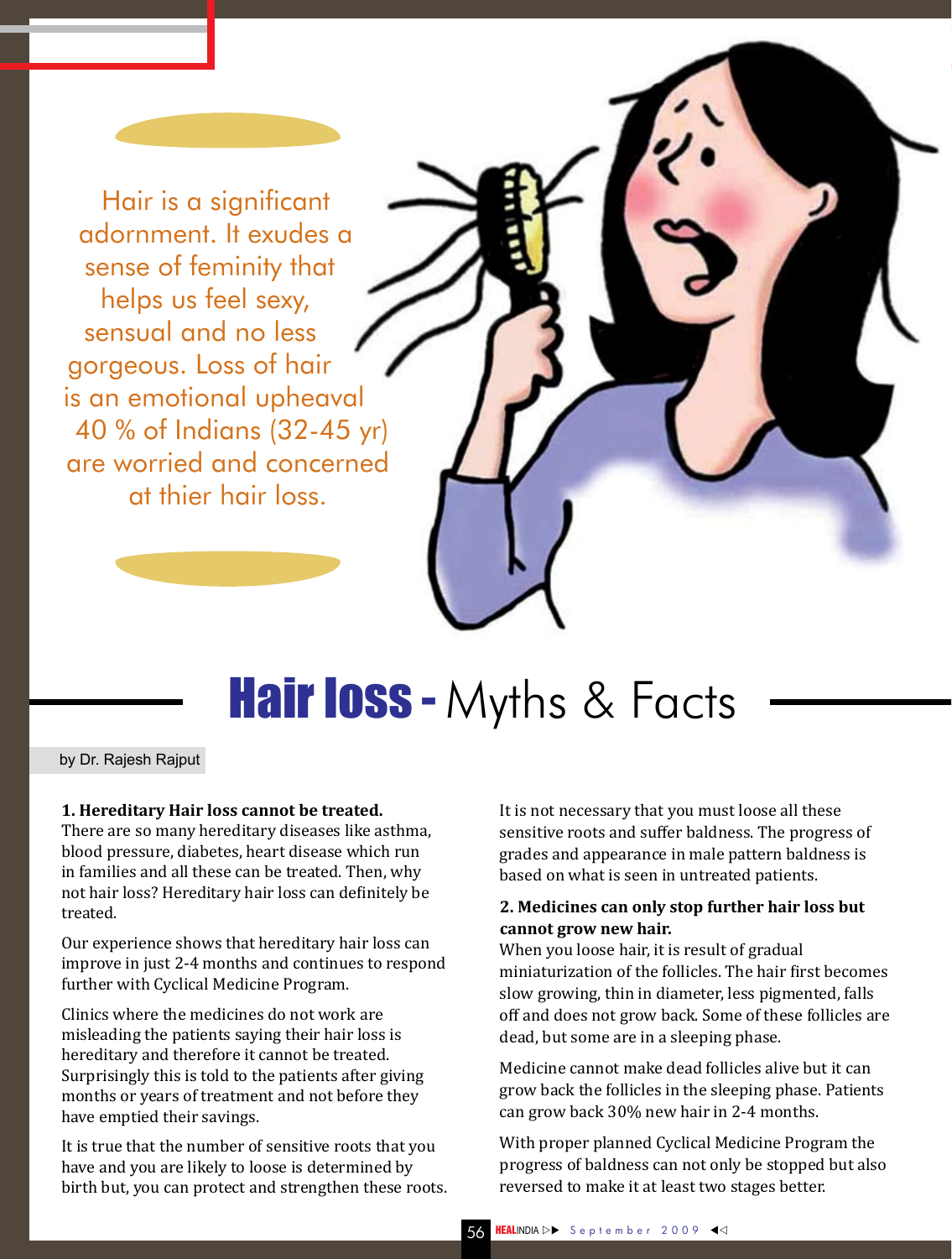Hair is a significant adornment. It exudes a sense of feminity that helps us feel sexy, sensual and no less gorgeous. Loss of hair is an emotional upheaval 40 % of Indians (32-45 yr) are worried and concerned at thier hair loss.

# Hair loss - Myths & Facts

by Dr. Rajesh Rajput

**1. Hereditary Hair loss cannot be treated.**
There are so many hereditary diseases like asthma, blood pressure, diabetes, heart disease which run in families and all these can be treated. Then, why not hair loss? Hereditary hair loss can definitely be treated.

Our experience shows that hereditary hair loss can improve in just 2-4 months and continues to respond further with Cyclical Medicine Program.

Clinics where the medicines do not work are misleading the patients saying their hair loss is hereditary and therefore it cannot be treated. Surprisingly this is told to the patients after giving months or years of treatment and not before they have emptied their savings.

It is true that the number of sensitive roots that you have and you are likely to loose is determined by birth but, you can protect and strengthen these roots. It is not necessary that you must loose all these sensitive roots and suffer baldness. The progress of grades and appearance in male pattern baldness is based on what is seen in untreated patients.

**2. Medicines can only stop further hair loss but cannot grow new hair.**
When you loose hair, it is result of gradual miniaturization of the follicles. The hair first becomes slow growing, thin in diameter, less pigmented, falls off and does not grow back. Some of these follicles are dead, but some are in a sleeping phase.

Medicine cannot make dead follicles alive but it can grow back the follicles in the sleeping phase. Patients can grow back 30% new hair in 2-4 months.

With proper planned Cyclical Medicine Program the progress of baldness can not only be stopped but also reversed to make it at least two stages better.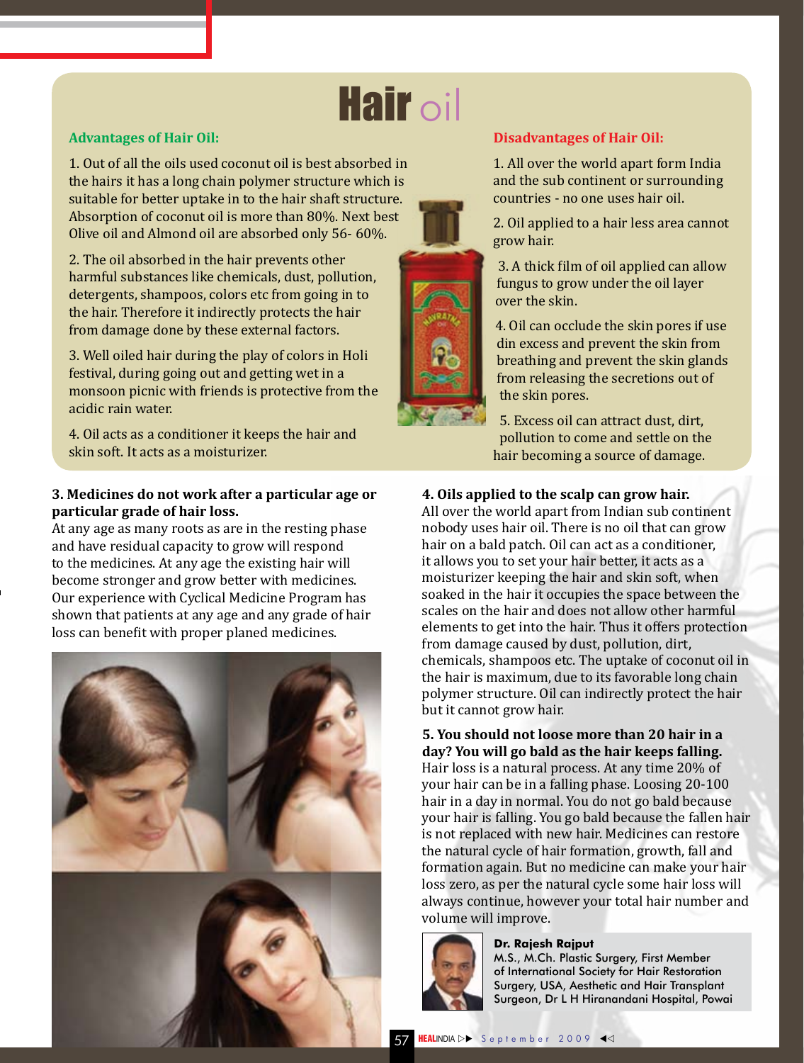# Hair oil

## Advantages of Hair Oil:

1. Out of all the oils used coconut oil is best absorbed in the hairs it has a long chain polymer structure which is suitable for better uptake in to the hair shaft structure. Absorption of coconut oil is more than 80%. Next best Olive oil and Almond oil are absorbed only 56- 60%.

2. The oil absorbed in the hair prevents other harmful substances like chemicals, dust, pollution, detergents, shampoos, colors etc from going in to the hair. Therefore it indirectly protects the hair from damage done by these external factors.

3. Well oiled hair during the play of colors in Holi festival, during going out and getting wet in a monsoon picnic with friends is protective from the acidic rain water.

4. Oil acts as a conditioner it keeps the hair and skin soft. It acts as a moisturizer.

## Disadvantages of Hair Oil:

1. All over the world apart form India and the sub continent or surrounding countries - no one uses hair oil.

2. Oil applied to a hair less area cannot grow hair.

3. A thick film of oil applied can allow fungus to grow under the oil layer over the skin.

4. Oil can occlude the skin pores if use din excess and prevent the skin from breathing and prevent the skin glands from releasing the secretions out of the skin pores.

5. Excess oil can attract dust, dirt, pollution to come and settle on the hair becoming a source of damage.

**3. Medicines do not work after a particular age or particular grade of hair loss.**

At any age as many roots as are in the resting phase and have residual capacity to grow will respond to the medicines. At any age the existing hair will become stronger and grow better with medicines. Our experience with Cyclical Medicine Program has shown that patients at any age and any grade of hair loss can benefit with proper planed medicines.

**4. Oils applied to the scalp can grow hair.**

All over the world apart from Indian sub continent nobody uses hair oil. There is no oil that can grow hair on a bald patch. Oil can act as a conditioner, it allows you to set your hair better, it acts as a moisturizer keeping the hair and skin soft, when soaked in the hair it occupies the space between the scales on the hair and does not allow other harmful elements to get into the hair. Thus it offers protection from damage caused by dust, pollution, dirt, chemicals, shampoos etc. The uptake of coconut oil in the hair is maximum, due to its favorable long chain polymer structure. Oil can indirectly protect the hair but it cannot grow hair.

**5. You should not loose more than 20 hair in a day? You will go bald as the hair keeps falling.**

Hair loss is a natural process. At any time 20% of your hair can be in a falling phase. Loosing 20-100 hair in a day in normal. You do not go bald because your hair is falling. You go bald because the fallen hair is not replaced with new hair. Medicines can restore the natural cycle of hair formation, growth, fall and formation again. But no medicine can make your hair loss zero, as per the natural cycle some hair loss will always continue, however your total hair number and volume will improve.

**Dr. Rajesh Rajput**
M.S., M.Ch. Plastic Surgery, First Member of International Society for Hair Restoration Surgery, USA, Aesthetic and Hair Transplant Surgeon, Dr L H Hiranandani Hospital, Powai